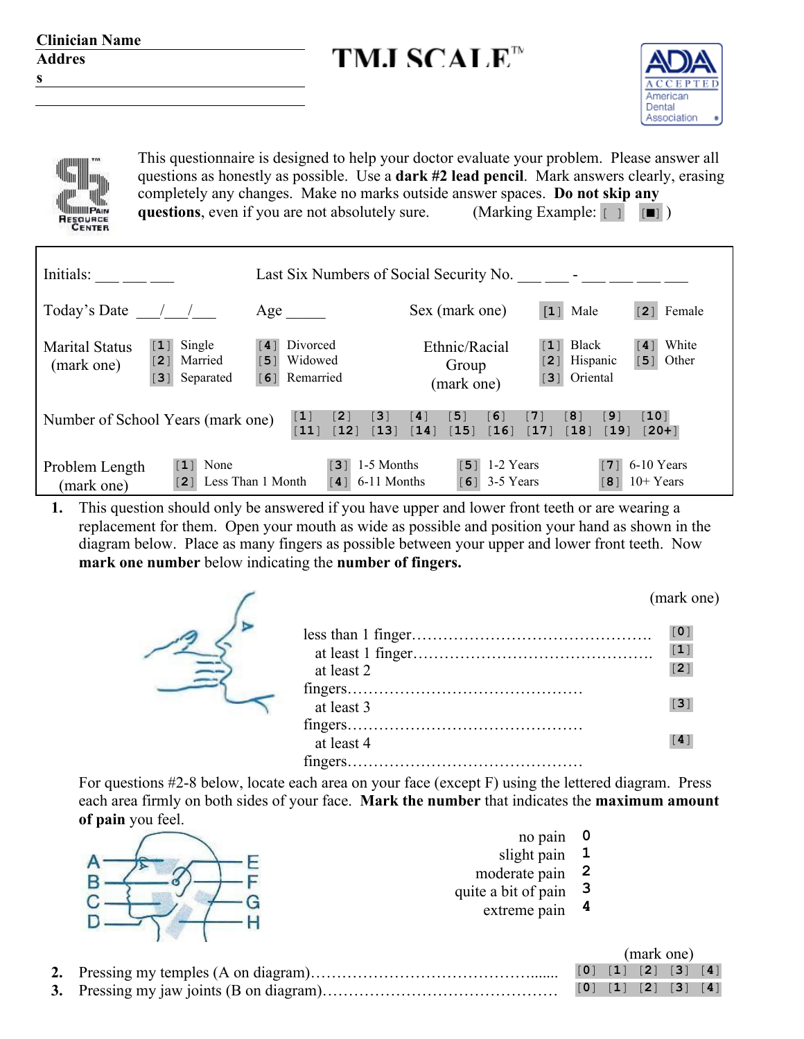**Clinician Name**

**Addres s**

# TMJ SCALE™

This questionnaire is designed to help your doctor evaluate your problem. Please answer all questions as honestly as possible. Use a **dark #2 lead pencil**. Mark answers clearly, erasing completely any changes. Make no marks outside answer spaces. **Do not skip any questions**, even if you are not absolutely sure. (Marking Example: [ ] [■] )

Initials: ___ ___ ___    Last Six Numbers of Social Security No. ___ ___ - ___ ___ ___ ___

Today's Date ___/___/___    Age _____    Sex (mark one) [1] Male [2] Female

Marital Status (mark one): [1] Single [2] Married [3] Separated [4] Divorced [5] Widowed [6] Remarried

Ethnic/Racial Group (mark one): [1] Black [2] Hispanic [3] Oriental [4] White [5] Other

Number of School Years (mark one): [1] [2] [3] [4] [5] [6] [7] [8] [9] [10] [11] [12] [13] [14] [15] [16] [17] [18] [19] [20+]

Problem Length (mark one): [1] None [2] Less Than 1 Month [3] 1-5 Months [4] 6-11 Months [5] 1-2 Years [6] 3-5 Years [7] 6-10 Years [8] 10+ Years

1. This question should only be answered if you have upper and lower front teeth or are wearing a replacement for them. Open your mouth as wide as possible and position your hand as shown in the diagram below. Place as many fingers as possible between your upper and lower front teeth. Now **mark one number** below indicating the **number of fingers.**

(mark one)

less than 1 finger………………………………………… [0]
at least 1 finger………………………………………… [1]
at least 2 fingers……………………………………… [2]
at least 3 fingers……………………………………… [3]
at least 4 fingers……………………………………… [4]

For questions #2-8 below, locate each area on your face (except F) using the lettered diagram. Press each area firmly on both sides of your face. **Mark the number** that indicates the **maximum amount of pain** you feel.

| | |
|---|---|
| no pain | 0 |
| slight pain | 1 |
| moderate pain | 2 |
| quite a bit of pain | 3 |
| extreme pain | 4 |

(mark one)

2. Pressing my temples (A on diagram)……………………………………....... [0] [1] [2] [3] [4]
3. Pressing my jaw joints (B on diagram)……………………………………… [0] [1] [2] [3] [4]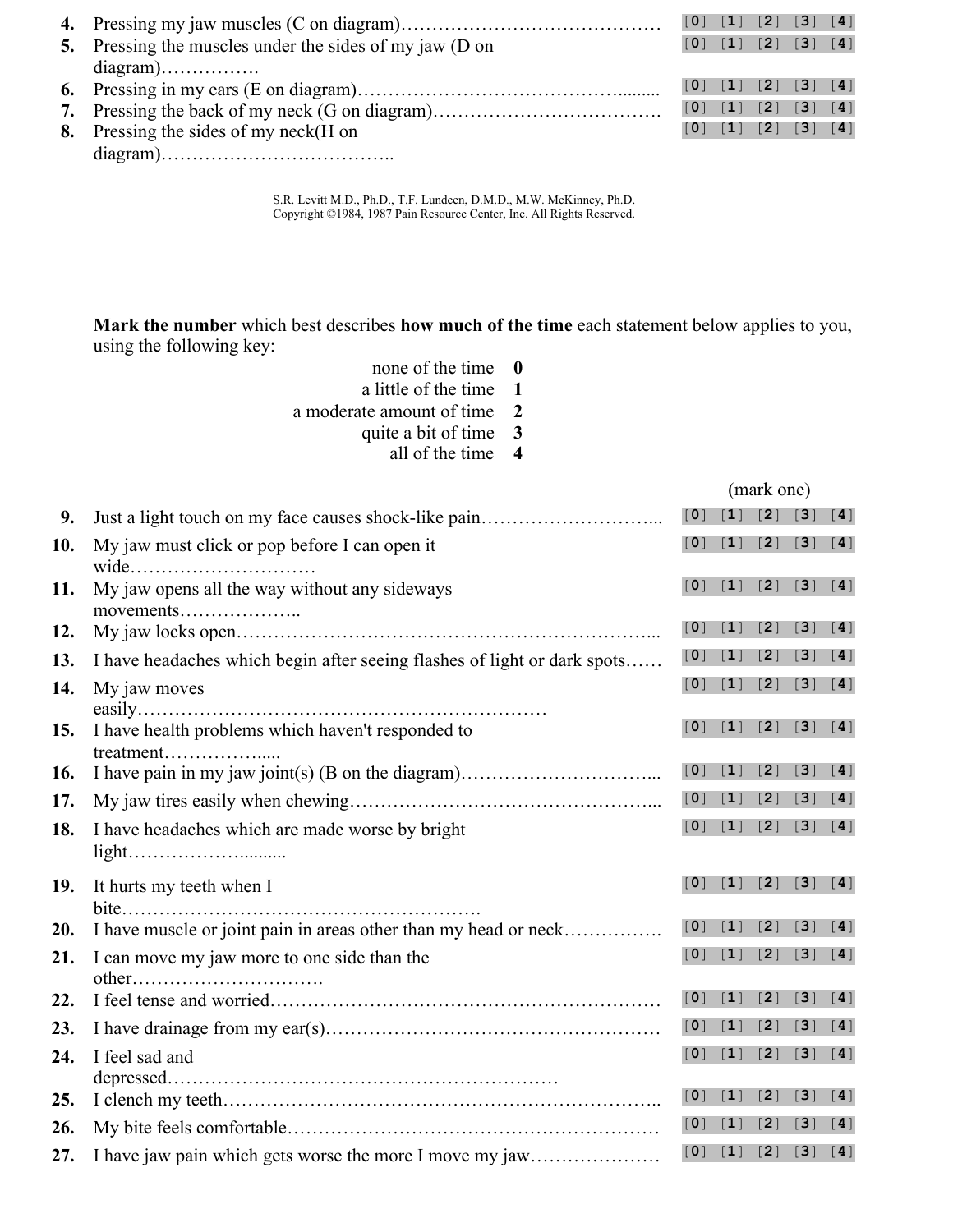4. Pressing my jaw muscles (C on diagram)…………………………………… [0] [1] [2] [3] [4]
5. Pressing the muscles under the sides of my jaw (D on diagram)……………. [0] [1] [2] [3] [4]
6. Pressing in my ears (E on diagram)……………………………………......... [0] [1] [2] [3] [4]
7. Pressing the back of my neck (G on diagram)………………………………. [0] [1] [2] [3] [4]
8. Pressing the sides of my neck(H on diagram)……………………………….. [0] [1] [2] [3] [4]

S.R. Levitt M.D., Ph.D., T.F. Lundeen, D.M.D., M.W. McKinney, Ph.D.
Copyright ©1984, 1987 Pain Resource Center, Inc. All Rights Reserved.

**Mark the number** which best describes **how much of the time** each statement below applies to you, using the following key:

| | |
|---|---|
| none of the time | **0** |
| a little of the time | **1** |
| a moderate amount of time | **2** |
| quite a bit of time | **3** |
| all of the time | **4** |

(mark one)

9. Just a light touch on my face causes shock-like pain………………………... [0] [1] [2] [3] [4]
10. My jaw must click or pop before I can open it wide………………………… [0] [1] [2] [3] [4]
11. My jaw opens all the way without any sideways movements……………….. [0] [1] [2] [3] [4]
12. My jaw locks open………………………………………………………... [0] [1] [2] [3] [4]
13. I have headaches which begin after seeing flashes of light or dark spots…… [0] [1] [2] [3] [4]
14. My jaw moves easily………………………………………………………… [0] [1] [2] [3] [4]
15. I have health problems which haven't responded to treatment……………..... [0] [1] [2] [3] [4]
16. I have pain in my jaw joint(s) (B on the diagram)…………………………... [0] [1] [2] [3] [4]
17. My jaw tires easily when chewing…………………………………………... [0] [1] [2] [3] [4]
18. I have headaches which are made worse by bright light……………….......... [0] [1] [2] [3] [4]
19. It hurts my teeth when I bite…………………………………………………. [0] [1] [2] [3] [4]
20. I have muscle or joint pain in areas other than my head or neck……………. [0] [1] [2] [3] [4]
21. I can move my jaw more to one side than the other…………………………. [0] [1] [2] [3] [4]
22. I feel tense and worried……………………………………………………… [0] [1] [2] [3] [4]
23. I have drainage from my ear(s)……………………………………………… [0] [1] [2] [3] [4]
24. I feel sad and depressed……………………………………………………… [0] [1] [2] [3] [4]
25. I clench my teeth……………………………………………………………... [0] [1] [2] [3] [4]
26. My bite feels comfortable…………………………………………………… [0] [1] [2] [3] [4]
27. I have jaw pain which gets worse the more I move my jaw………………… [0] [1] [2] [3] [4]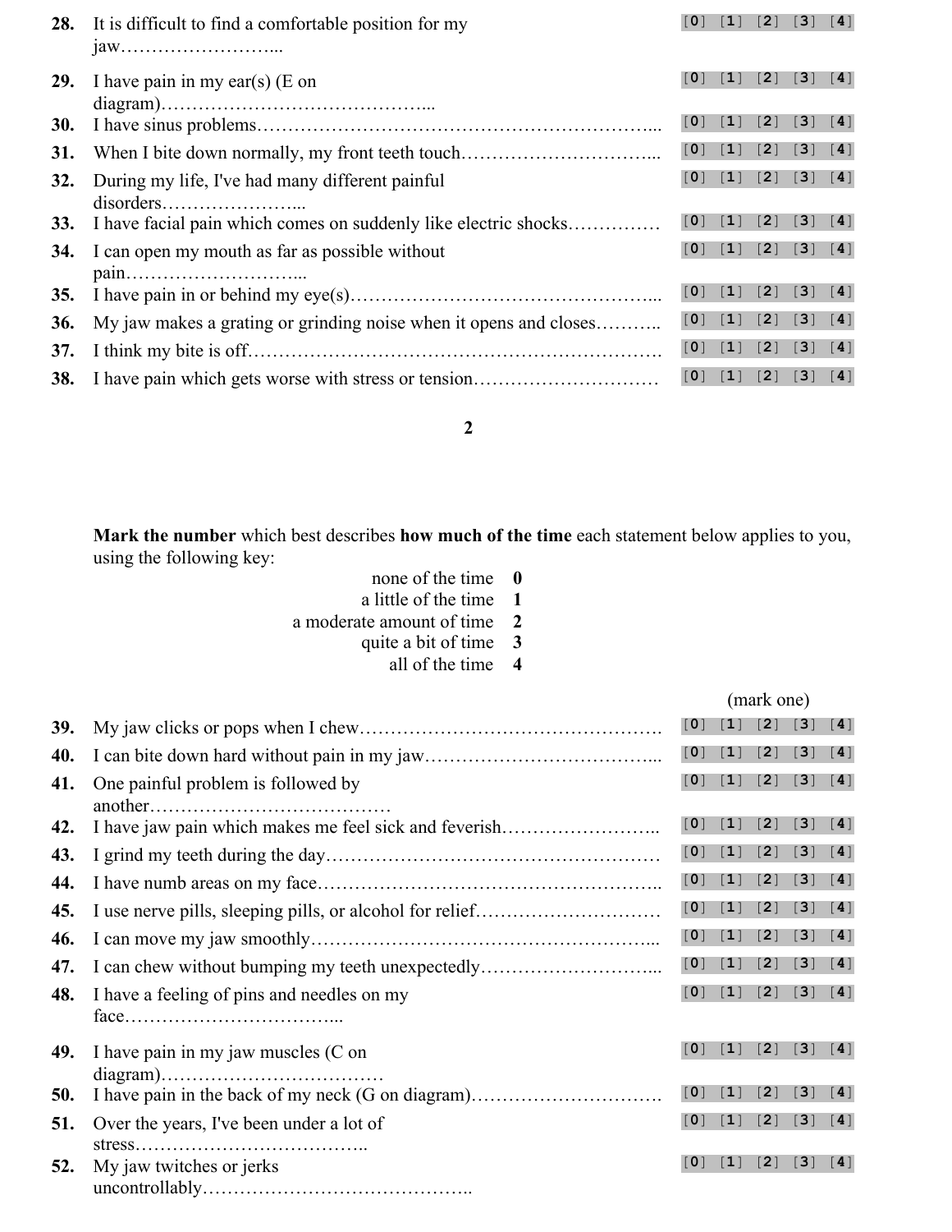28. It is difficult to find a comfortable position for my jaw……………………... [0] [1] [2] [3] [4]

29. I have pain in my ear(s) (E on diagram)……………………………………... [0] [1] [2] [3] [4]

30. I have sinus problems……………………………………………………... [0] [1] [2] [3] [4]

31. When I bite down normally, my front teeth touch…………………………... [0] [1] [2] [3] [4]

32. During my life, I've had many different painful disorders…………………... [0] [1] [2] [3] [4]

33. I have facial pain which comes on suddenly like electric shocks…………… [0] [1] [2] [3] [4]

34. I can open my mouth as far as possible without pain………………………... [0] [1] [2] [3] [4]

35. I have pain in or behind my eye(s)………………………………………... [0] [1] [2] [3] [4]

36. My jaw makes a grating or grinding noise when it opens and closes……….. [0] [1] [2] [3] [4]

37. I think my bite is off………………………………………………………. [0] [1] [2] [3] [4]

38. I have pain which gets worse with stress or tension………………………… [0] [1] [2] [3] [4]

**Mark the number** which best describes **how much of the time** each statement below applies to you, using the following key:

none of the time **0**
a little of the time **1**
a moderate amount of time **2**
quite a bit of time **3**
all of the time **4**

(mark one)

39. My jaw clicks or pops when I chew…………………………………………. [0] [1] [2] [3] [4]

40. I can bite down hard without pain in my jaw……………………………... [0] [1] [2] [3] [4]

41. One painful problem is followed by another……………………………… [0] [1] [2] [3] [4]

42. I have jaw pain which makes me feel sick and feverish…………………….. [0] [1] [2] [3] [4]

43. I grind my teeth during the day……………………………………………… [0] [1] [2] [3] [4]

44. I have numb areas on my face……………………………………………….. [0] [1] [2] [3] [4]

45. I use nerve pills, sleeping pills, or alcohol for relief………………………… [0] [1] [2] [3] [4]

46. I can move my jaw smoothly……………………………………………….... [0] [1] [2] [3] [4]

47. I can chew without bumping my teeth unexpectedly………………………... [0] [1] [2] [3] [4]

48. I have a feeling of pins and needles on my face……………………………... [0] [1] [2] [3] [4]

49. I have pain in my jaw muscles (C on diagram)……………………………… [0] [1] [2] [3] [4]

50. I have pain in the back of my neck (G on diagram)…………………………. [0] [1] [2] [3] [4]

51. Over the years, I've been under a lot of stress……………………………….. [0] [1] [2] [3] [4]

52. My jaw twitches or jerks uncontrollably…………………………………….. [0] [1] [2] [3] [4]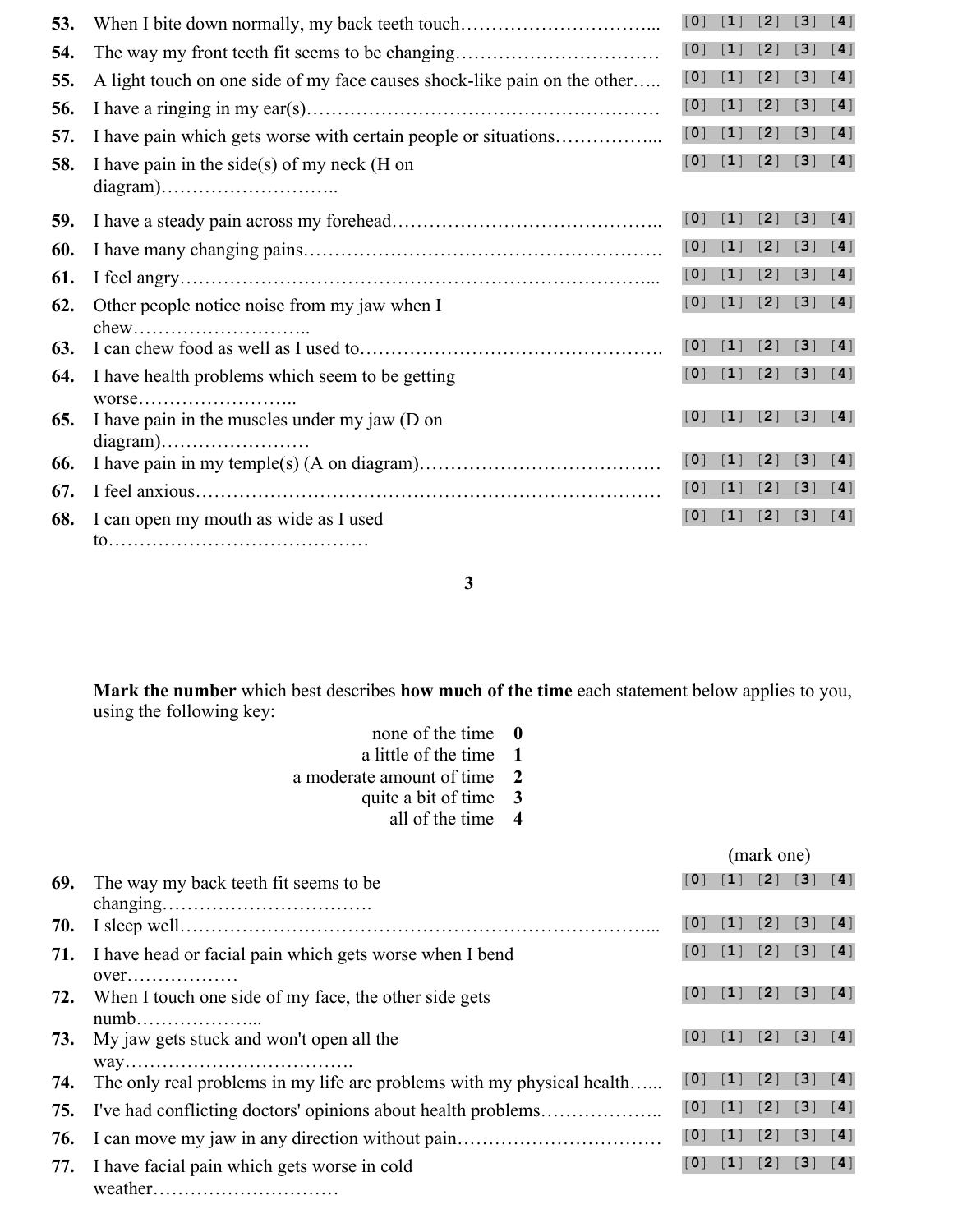53. When I bite down normally, my back teeth touch………………………….. [0] [1] [2] [3] [4]

54. The way my front teeth fit seems to be changing…………………………… [0] [1] [2] [3] [4]

55. A light touch on one side of my face causes shock-like pain on the other….. [0] [1] [2] [3] [4]

56. I have a ringing in my ear(s)………………………………………………… [0] [1] [2] [3] [4]

57. I have pain which gets worse with certain people or situations……………... [0] [1] [2] [3] [4]

58. I have pain in the side(s) of my neck (H on diagram)……………………….. [0] [1] [2] [3] [4]

59. I have a steady pain across my forehead…………………………………….. [0] [1] [2] [3] [4]

60. I have many changing pains…………………………………………………. [0] [1] [2] [3] [4]

61. I feel angry…………………………………………………………………... [0] [1] [2] [3] [4]

62. Other people notice noise from my jaw when I chew……………………….. [0] [1] [2] [3] [4]

63. I can chew food as well as I used to………………………………………… [0] [1] [2] [3] [4]

64. I have health problems which seem to be getting worse…………………….. [0] [1] [2] [3] [4]

65. I have pain in the muscles under my jaw (D on diagram)…………………… [0] [1] [2] [3] [4]

66. I have pain in my temple(s) (A on diagram)………………………………… [0] [1] [2] [3] [4]

67. I feel anxious………………………………………………………………… [0] [1] [2] [3] [4]

68. I can open my mouth as wide as I used to…………………………………… [0] [1] [2] [3] [4]

**Mark the number** which best describes **how much of the time** each statement below applies to you, using the following key:

none of the time **0**
a little of the time **1**
a moderate amount of time **2**
quite a bit of time **3**
all of the time **4**

(mark one)

69. The way my back teeth fit seems to be changing……………………………. [0] [1] [2] [3] [4]

70. I sleep well…………………………………………………………………... [0] [1] [2] [3] [4]

71. I have head or facial pain which gets worse when I bend over……………… [0] [1] [2] [3] [4]

72. When I touch one side of my face, the other side gets numb………………... [0] [1] [2] [3] [4]

73. My jaw gets stuck and won't open all the way………………………………. [0] [1] [2] [3] [4]

74. The only real problems in my life are problems with my physical health…... [0] [1] [2] [3] [4]

75. I've had conflicting doctors' opinions about health problems……………….. [0] [1] [2] [3] [4]

76. I can move my jaw in any direction without pain…………………………… [0] [1] [2] [3] [4]

77. I have facial pain which gets worse in cold weather…………………………. [0] [1] [2] [3] [4]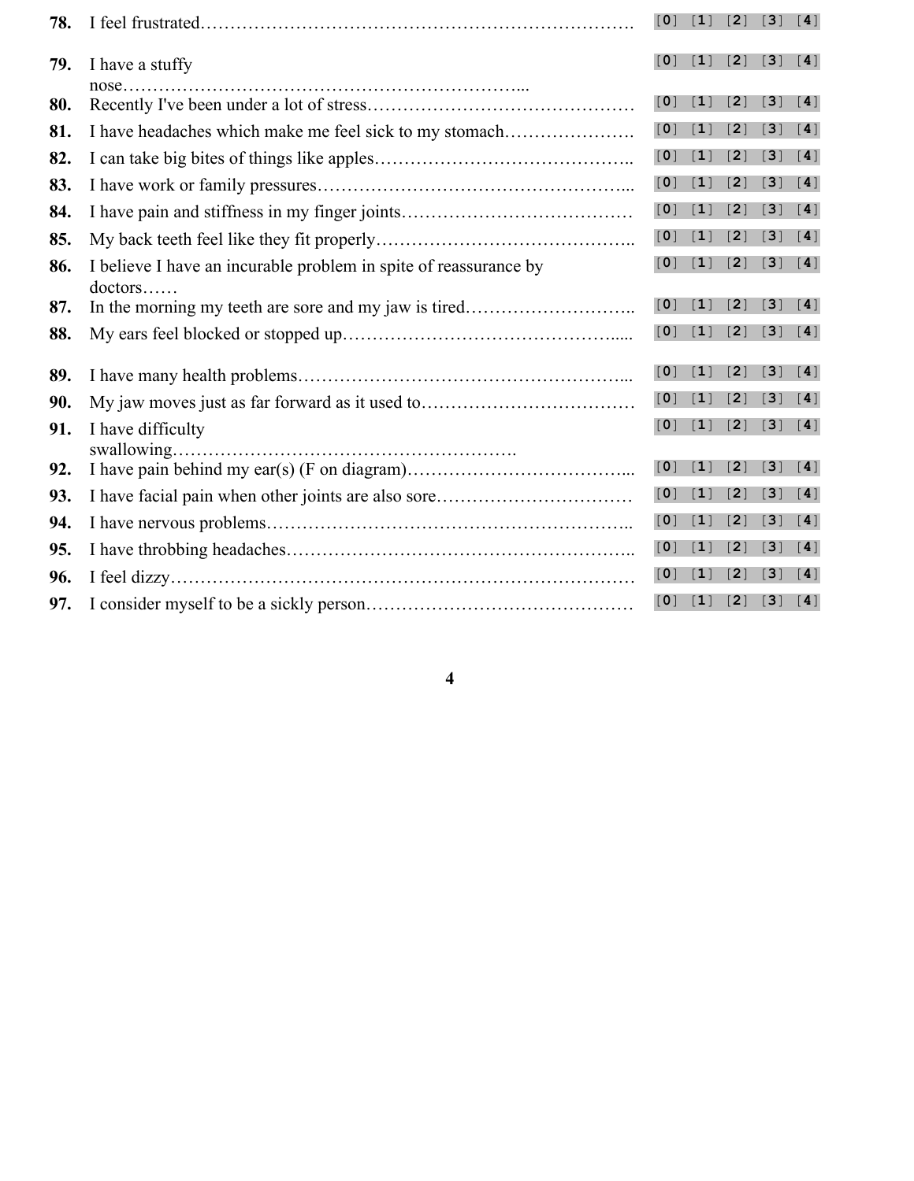| | | |
|---|---|---|
| **78.** | I feel frustrated……………………………………………………………. | [0] [1] [2] [3] [4] |
| **79.** | I have a stuffy nose…………………………………………………………... | [0] [1] [2] [3] [4] |
| **80.** | Recently I've been under a lot of stress……………………………………… | [0] [1] [2] [3] [4] |
| **81.** | I have headaches which make me feel sick to my stomach…………………. | [0] [1] [2] [3] [4] |
| **82.** | I can take big bites of things like apples………………………………….. | [0] [1] [2] [3] [4] |
| **83.** | I have work or family pressures…………………………………………... | [0] [1] [2] [3] [4] |
| **84.** | I have pain and stiffness in my finger joints………………………………… | [0] [1] [2] [3] [4] |
| **85.** | My back teeth feel like they fit properly…………………………………….. | [0] [1] [2] [3] [4] |
| **86.** | I believe I have an incurable problem in spite of reassurance by doctors…… | [0] [1] [2] [3] [4] |
| **87.** | In the morning my teeth are sore and my jaw is tired……………………….. | [0] [1] [2] [3] [4] |
| **88.** | My ears feel blocked or stopped up……………………………………..... | [0] [1] [2] [3] [4] |
| **89.** | I have many health problems……………………………………………... | [0] [1] [2] [3] [4] |
| **90.** | My jaw moves just as far forward as it used to……………………………… | [0] [1] [2] [3] [4] |
| **91.** | I have difficulty swallowing…………………………………………………. | [0] [1] [2] [3] [4] |
| **92.** | I have pain behind my ear(s) (F on diagram)……………………………... | [0] [1] [2] [3] [4] |
| **93.** | I have facial pain when other joints are also sore…………………………… | [0] [1] [2] [3] [4] |
| **94.** | I have nervous problems…………………………………………………….. | [0] [1] [2] [3] [4] |
| **95.** | I have throbbing headaches………………………………………………….. | [0] [1] [2] [3] [4] |
| **96.** | I feel dizzy………………………………………………………………… | [0] [1] [2] [3] [4] |
| **97.** | I consider myself to be a sickly person……………………………………… | [0] [1] [2] [3] [4] |